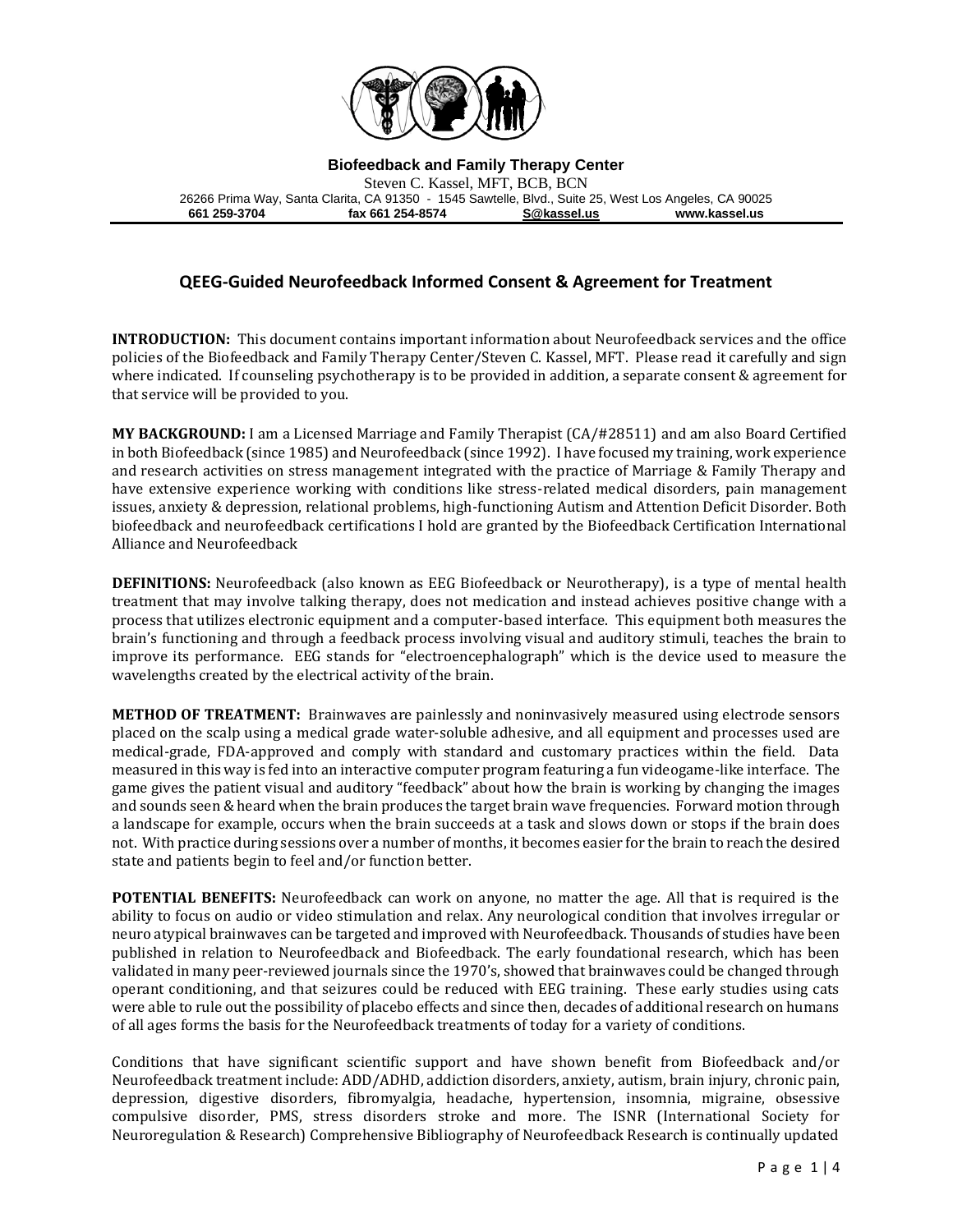**Biofeedback and Family Therapy Center**

Steven C. Kassel, MFT, BCB, BCN

26266 Prima Way, Santa Clarita, CA 91350 - 1545 Sawtelle, Blvd., Suite 25, West Los Angeles, CA 90025

**661 259-3704** **fax 661 254-8574** **S@kassel.us** **www.kassel.us**

## QEEG-Guided Neurofeedback Informed Consent & Agreement for Treatment

**INTRODUCTION:** This document contains important information about Neurofeedback services and the office policies of the Biofeedback and Family Therapy Center/Steven C. Kassel, MFT. Please read it carefully and sign where indicated. If counseling psychotherapy is to be provided in addition, a separate consent & agreement for that service will be provided to you.

**MY BACKGROUND:** I am a Licensed Marriage and Family Therapist (CA/#28511) and am also Board Certified in both Biofeedback (since 1985) and Neurofeedback (since 1992). I have focused my training, work experience and research activities on stress management integrated with the practice of Marriage & Family Therapy and have extensive experience working with conditions like stress-related medical disorders, pain management issues, anxiety & depression, relational problems, high-functioning Autism and Attention Deficit Disorder. Both biofeedback and neurofeedback certifications I hold are granted by the Biofeedback Certification International Alliance and Neurofeedback

**DEFINITIONS:** Neurofeedback (also known as EEG Biofeedback or Neurotherapy), is a type of mental health treatment that may involve talking therapy, does not medication and instead achieves positive change with a process that utilizes electronic equipment and a computer-based interface. This equipment both measures the brain's functioning and through a feedback process involving visual and auditory stimuli, teaches the brain to improve its performance. EEG stands for "electroencephalograph" which is the device used to measure the wavelengths created by the electrical activity of the brain.

**METHOD OF TREATMENT:** Brainwaves are painlessly and noninvasively measured using electrode sensors placed on the scalp using a medical grade water-soluble adhesive, and all equipment and processes used are medical-grade, FDA-approved and comply with standard and customary practices within the field. Data measured in this way is fed into an interactive computer program featuring a fun videogame-like interface. The game gives the patient visual and auditory "feedback" about how the brain is working by changing the images and sounds seen & heard when the brain produces the target brain wave frequencies. Forward motion through a landscape for example, occurs when the brain succeeds at a task and slows down or stops if the brain does not. With practice during sessions over a number of months, it becomes easier for the brain to reach the desired state and patients begin to feel and/or function better.

**POTENTIAL BENEFITS:** Neurofeedback can work on anyone, no matter the age. All that is required is the ability to focus on audio or video stimulation and relax. Any neurological condition that involves irregular or neuro atypical brainwaves can be targeted and improved with Neurofeedback. Thousands of studies have been published in relation to Neurofeedback and Biofeedback. The early foundational research, which has been validated in many peer-reviewed journals since the 1970's, showed that brainwaves could be changed through operant conditioning, and that seizures could be reduced with EEG training. These early studies using cats were able to rule out the possibility of placebo effects and since then, decades of additional research on humans of all ages forms the basis for the Neurofeedback treatments of today for a variety of conditions.

Conditions that have significant scientific support and have shown benefit from Biofeedback and/or Neurofeedback treatment include: ADD/ADHD, addiction disorders, anxiety, autism, brain injury, chronic pain, depression, digestive disorders, fibromyalgia, headache, hypertension, insomnia, migraine, obsessive compulsive disorder, PMS, stress disorders stroke and more. The ISNR (International Society for Neuroregulation & Research) Comprehensive Bibliography of Neurofeedback Research is continually updated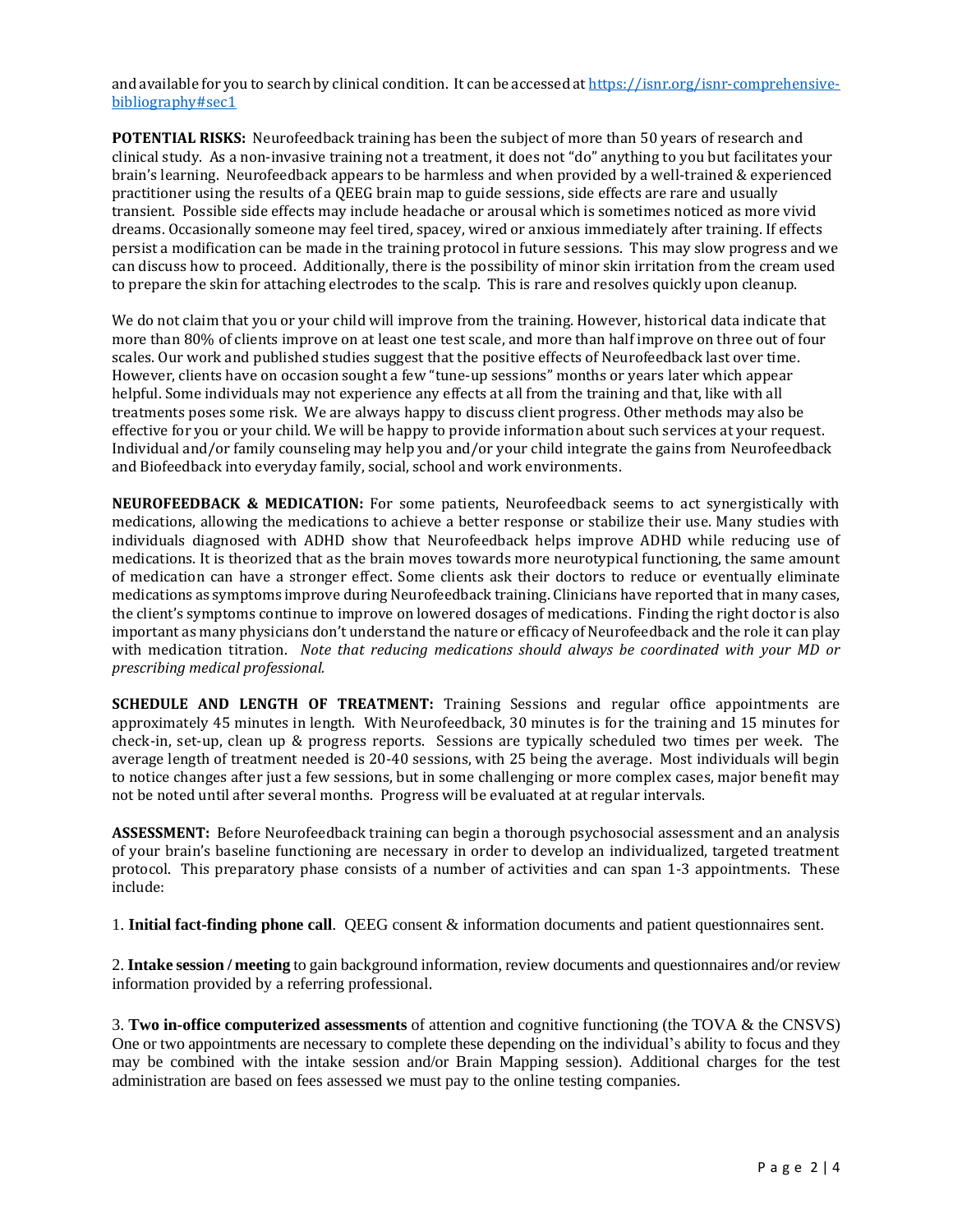and available for you to search by clinical condition. It can be accessed at [https://isnr.org/isnr-comprehensive-bibliography#sec1](https://isnr.org/isnr-comprehensive-bibliography#sec1)

**POTENTIAL RISKS:** Neurofeedback training has been the subject of more than 50 years of research and clinical study. As a non-invasive training not a treatment, it does not "do" anything to you but facilitates your brain's learning. Neurofeedback appears to be harmless and when provided by a well-trained & experienced practitioner using the results of a QEEG brain map to guide sessions, side effects are rare and usually transient. Possible side effects may include headache or arousal which is sometimes noticed as more vivid dreams. Occasionally someone may feel tired, spacey, wired or anxious immediately after training. If effects persist a modification can be made in the training protocol in future sessions. This may slow progress and we can discuss how to proceed. Additionally, there is the possibility of minor skin irritation from the cream used to prepare the skin for attaching electrodes to the scalp. This is rare and resolves quickly upon cleanup.

We do not claim that you or your child will improve from the training. However, historical data indicate that more than 80% of clients improve on at least one test scale, and more than half improve on three out of four scales. Our work and published studies suggest that the positive effects of Neurofeedback last over time. However, clients have on occasion sought a few "tune-up sessions" months or years later which appear helpful. Some individuals may not experience any effects at all from the training and that, like with all treatments poses some risk. We are always happy to discuss client progress. Other methods may also be effective for you or your child. We will be happy to provide information about such services at your request. Individual and/or family counseling may help you and/or your child integrate the gains from Neurofeedback and Biofeedback into everyday family, social, school and work environments.

**NEUROFEEDBACK & MEDICATION:** For some patients, Neurofeedback seems to act synergistically with medications, allowing the medications to achieve a better response or stabilize their use. Many studies with individuals diagnosed with ADHD show that Neurofeedback helps improve ADHD while reducing use of medications. It is theorized that as the brain moves towards more neurotypical functioning, the same amount of medication can have a stronger effect. Some clients ask their doctors to reduce or eventually eliminate medications as symptoms improve during Neurofeedback training. Clinicians have reported that in many cases, the client's symptoms continue to improve on lowered dosages of medications. Finding the right doctor is also important as many physicians don't understand the nature or efficacy of Neurofeedback and the role it can play with medication titration. *Note that reducing medications should always be coordinated with your MD or prescribing medical professional.*

**SCHEDULE AND LENGTH OF TREATMENT:** Training Sessions and regular office appointments are approximately 45 minutes in length. With Neurofeedback, 30 minutes is for the training and 15 minutes for check-in, set-up, clean up & progress reports. Sessions are typically scheduled two times per week. The average length of treatment needed is 20-40 sessions, with 25 being the average. Most individuals will begin to notice changes after just a few sessions, but in some challenging or more complex cases, major benefit may not be noted until after several months. Progress will be evaluated at at regular intervals.

**ASSESSMENT:** Before Neurofeedback training can begin a thorough psychosocial assessment and an analysis of your brain's baseline functioning are necessary in order to develop an individualized, targeted treatment protocol. This preparatory phase consists of a number of activities and can span 1-3 appointments. These include:

1. **Initial fact-finding phone call**. QEEG consent & information documents and patient questionnaires sent.

2. **Intake session / meeting** to gain background information, review documents and questionnaires and/or review information provided by a referring professional.

3. **Two in-office computerized assessments** of attention and cognitive functioning (the TOVA & the CNSVS) One or two appointments are necessary to complete these depending on the individual's ability to focus and they may be combined with the intake session and/or Brain Mapping session). Additional charges for the test administration are based on fees assessed we must pay to the online testing companies.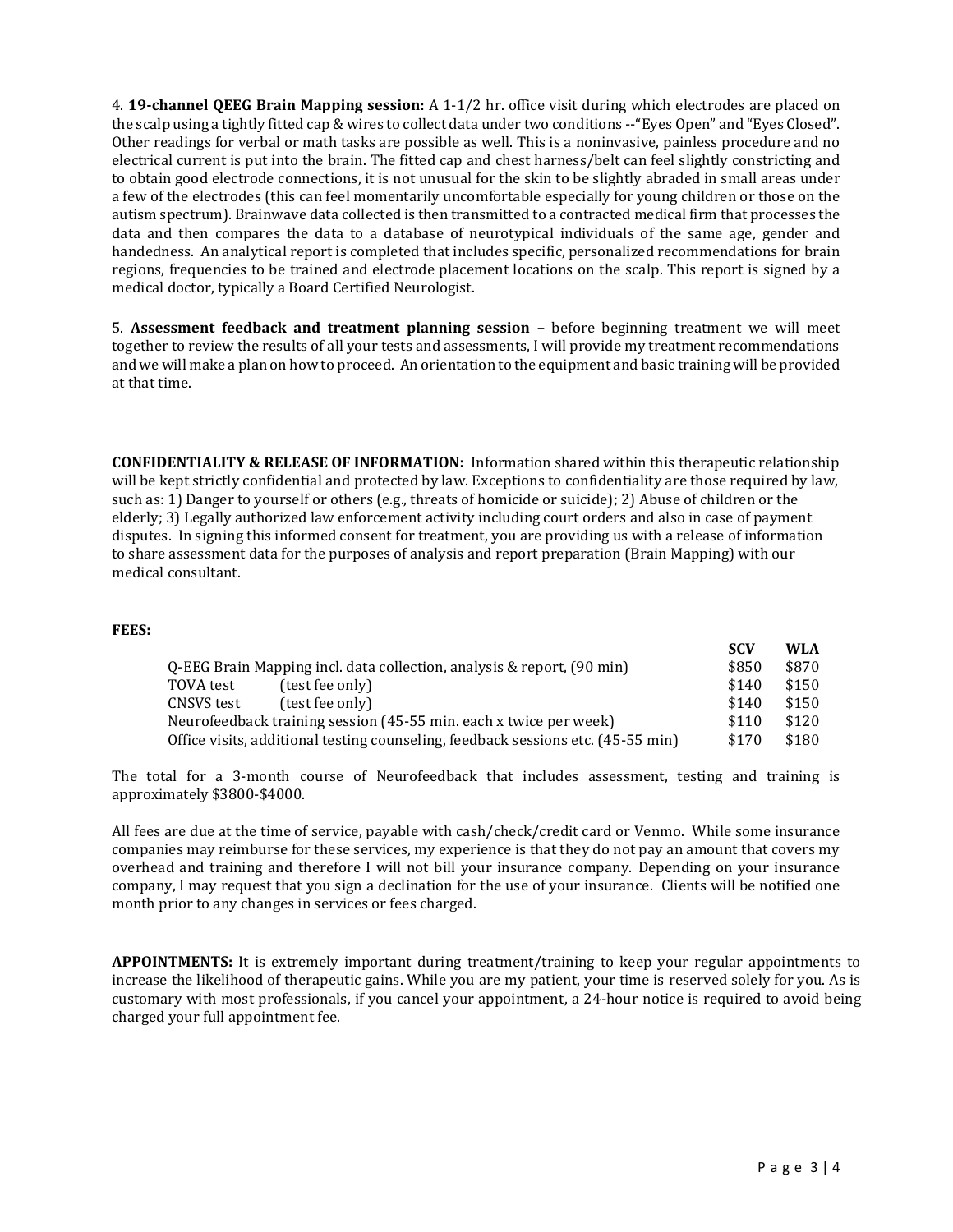4. **19-channel QEEG Brain Mapping session:** A 1-1/2 hr. office visit during which electrodes are placed on the scalp using a tightly fitted cap & wires to collect data under two conditions --"Eyes Open" and "Eyes Closed". Other readings for verbal or math tasks are possible as well. This is a noninvasive, painless procedure and no electrical current is put into the brain. The fitted cap and chest harness/belt can feel slightly constricting and to obtain good electrode connections, it is not unusual for the skin to be slightly abraded in small areas under a few of the electrodes (this can feel momentarily uncomfortable especially for young children or those on the autism spectrum). Brainwave data collected is then transmitted to a contracted medical firm that processes the data and then compares the data to a database of neurotypical individuals of the same age, gender and handedness. An analytical report is completed that includes specific, personalized recommendations for brain regions, frequencies to be trained and electrode placement locations on the scalp. This report is signed by a medical doctor, typically a Board Certified Neurologist.

5. **Assessment feedback and treatment planning session –** before beginning treatment we will meet together to review the results of all your tests and assessments, I will provide my treatment recommendations and we will make a plan on how to proceed. An orientation to the equipment and basic training will be provided at that time.

**CONFIDENTIALITY & RELEASE OF INFORMATION:** Information shared within this therapeutic relationship will be kept strictly confidential and protected by law. Exceptions to confidentiality are those required by law, such as: 1) Danger to yourself or others (e.g., threats of homicide or suicide); 2) Abuse of children or the elderly; 3) Legally authorized law enforcement activity including court orders and also in case of payment disputes. In signing this informed consent for treatment, you are providing us with a release of information to share assessment data for the purposes of analysis and report preparation (Brain Mapping) with our medical consultant.

**FEES:**

| | SCV | WLA |
|---|---|---|
| Q-EEG Brain Mapping incl. data collection, analysis & report, (90 min) | $850 | $870 |
| TOVA test (test fee only) | $140 | $150 |
| CNSVS test (test fee only) | $140 | $150 |
| Neurofeedback training session (45-55 min. each x twice per week) | $110 | $120 |
| Office visits, additional testing counseling, feedback sessions etc. (45-55 min) | $170 | $180 |

The total for a 3-month course of Neurofeedback that includes assessment, testing and training is approximately $3800-$4000.

All fees are due at the time of service, payable with cash/check/credit card or Venmo. While some insurance companies may reimburse for these services, my experience is that they do not pay an amount that covers my overhead and training and therefore I will not bill your insurance company. Depending on your insurance company, I may request that you sign a declination for the use of your insurance. Clients will be notified one month prior to any changes in services or fees charged.

**APPOINTMENTS:** It is extremely important during treatment/training to keep your regular appointments to increase the likelihood of therapeutic gains. While you are my patient, your time is reserved solely for you. As is customary with most professionals, if you cancel your appointment, a 24-hour notice is required to avoid being charged your full appointment fee.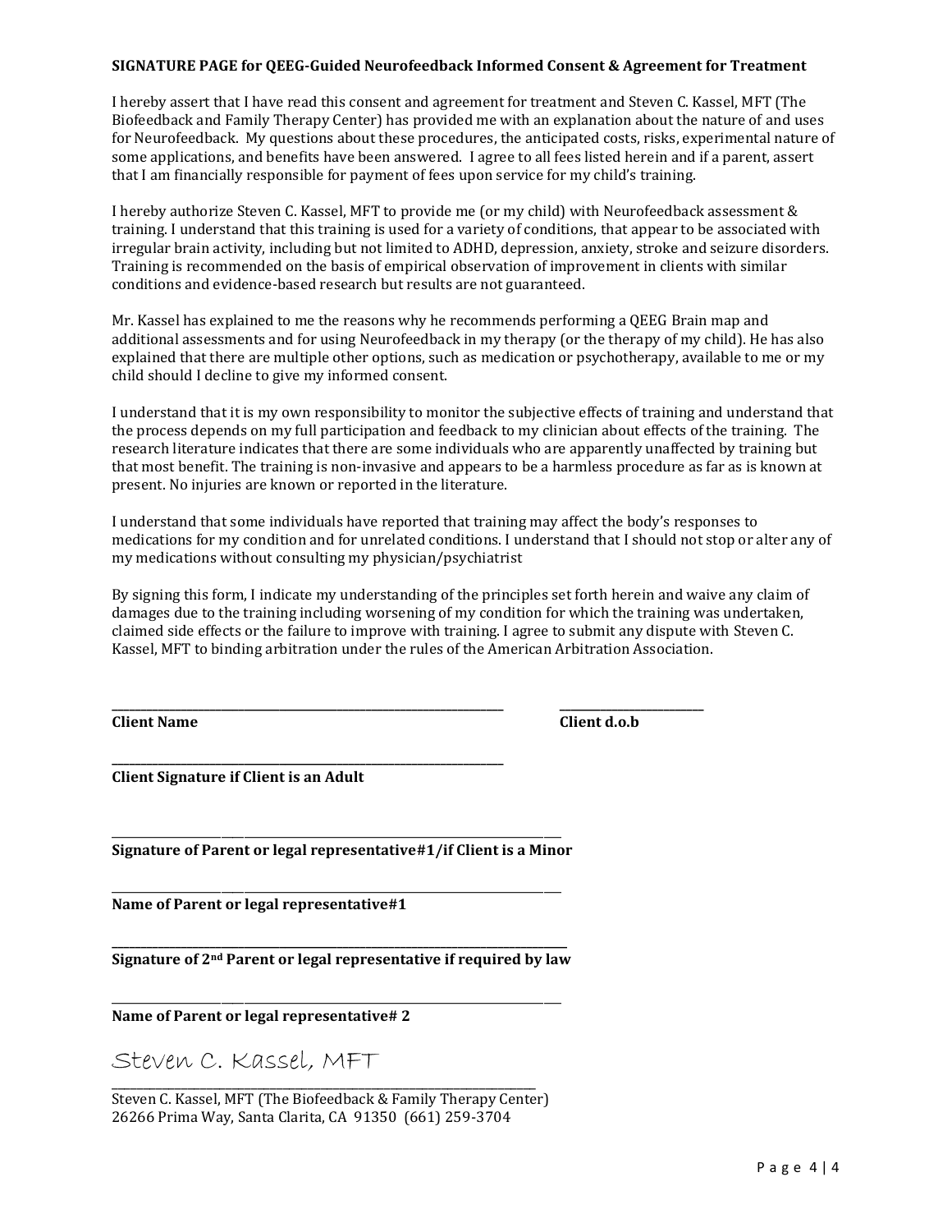**SIGNATURE PAGE for QEEG-Guided Neurofeedback Informed Consent & Agreement for Treatment**

I hereby assert that I have read this consent and agreement for treatment and Steven C. Kassel, MFT (The Biofeedback and Family Therapy Center) has provided me with an explanation about the nature of and uses for Neurofeedback. My questions about these procedures, the anticipated costs, risks, experimental nature of some applications, and benefits have been answered. I agree to all fees listed herein and if a parent, assert that I am financially responsible for payment of fees upon service for my child's training.

I hereby authorize Steven C. Kassel, MFT to provide me (or my child) with Neurofeedback assessment & training. I understand that this training is used for a variety of conditions, that appear to be associated with irregular brain activity, including but not limited to ADHD, depression, anxiety, stroke and seizure disorders. Training is recommended on the basis of empirical observation of improvement in clients with similar conditions and evidence-based research but results are not guaranteed.

Mr. Kassel has explained to me the reasons why he recommends performing a QEEG Brain map and additional assessments and for using Neurofeedback in my therapy (or the therapy of my child). He has also explained that there are multiple other options, such as medication or psychotherapy, available to me or my child should I decline to give my informed consent.

I understand that it is my own responsibility to monitor the subjective effects of training and understand that the process depends on my full participation and feedback to my clinician about effects of the training. The research literature indicates that there are some individuals who are apparently unaffected by training but that most benefit. The training is non-invasive and appears to be a harmless procedure as far as is known at present. No injuries are known or reported in the literature.

I understand that some individuals have reported that training may affect the body's responses to medications for my condition and for unrelated conditions. I understand that I should not stop or alter any of my medications without consulting my physician/psychiatrist

By signing this form, I indicate my understanding of the principles set forth herein and waive any claim of damages due to the training including worsening of my condition for which the training was undertaken, claimed side effects or the failure to improve with training. I agree to submit any dispute with Steven C. Kassel, MFT to binding arbitration under the rules of the American Arbitration Association.

\_\_\_\_\_\_\_\_\_\_\_\_\_\_\_\_\_\_\_\_\_\_\_\_\_\_\_\_\_\_\_\_\_\_\_\_\_\_\_\_ \_\_\_\_\_\_\_\_\_\_\_\_\_\_\_\_\_\_\_\_

**Client Name** **Client d.o.b**

\_\_\_\_\_\_\_\_\_\_\_\_\_\_\_\_\_\_\_\_\_\_\_\_\_\_\_\_\_\_\_\_\_\_\_\_\_\_\_\_

**Client Signature if Client is an Adult**

\_\_\_\_\_\_\_\_\_\_\_\_\_\_\_\_\_\_\_\_\_\_\_\_\_\_\_\_\_\_\_\_\_\_\_\_\_\_\_\_\_\_\_\_

**Signature of Parent or legal representative#1/if Client is a Minor**

\_\_\_\_\_\_\_\_\_\_\_\_\_\_\_\_\_\_\_\_\_\_\_\_\_\_\_\_\_\_\_\_\_\_\_\_\_\_\_\_\_\_\_\_

**Name of Parent or legal representative#1**

\_\_\_\_\_\_\_\_\_\_\_\_\_\_\_\_\_\_\_\_\_\_\_\_\_\_\_\_\_\_\_\_\_\_\_\_\_\_\_\_\_\_\_\_

**Signature of 2nd Parent or legal representative if required by law**

\_\_\_\_\_\_\_\_\_\_\_\_\_\_\_\_\_\_\_\_\_\_\_\_\_\_\_\_\_\_\_\_\_\_\_\_\_\_\_\_\_\_\_\_

**Name of Parent or legal representative# 2**

Steven C. Kassel, MFT

\_\_\_\_\_\_\_\_\_\_\_\_\_\_\_\_\_\_\_\_\_\_\_\_\_\_\_\_\_\_\_\_\_\_\_\_\_\_\_\_\_\_\_\_

Steven C. Kassel, MFT (The Biofeedback & Family Therapy Center)
26266 Prima Way, Santa Clarita, CA 91350 (661) 259-3704